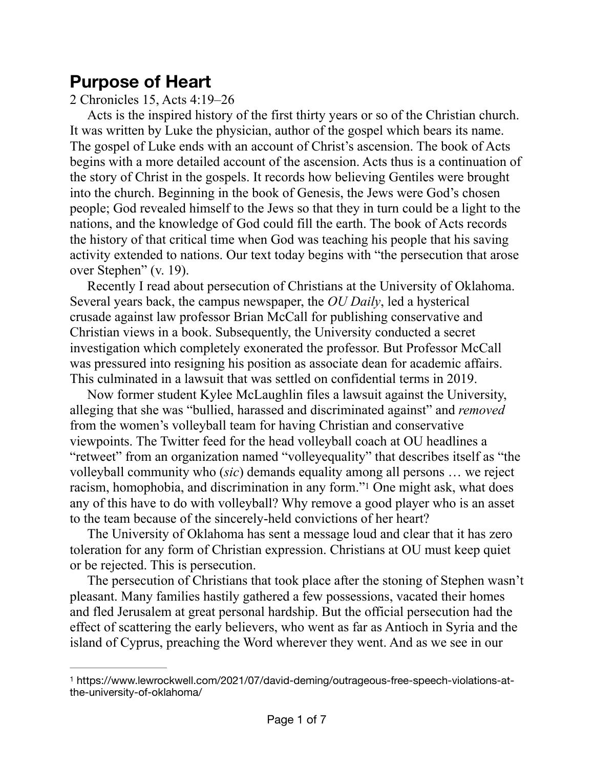# Purpose of Heart

2 Chronicles 15, Acts 4:19–26

Acts is the inspired history of the first thirty years or so of the Christian church. It was written by Luke the physician, author of the gospel which bears its name. The gospel of Luke ends with an account of Christ's ascension. The book of Acts begins with a more detailed account of the ascension. Acts thus is a continuation of the story of Christ in the gospels. It records how believing Gentiles were brought into the church. Beginning in the book of Genesis, the Jews were God's chosen people; God revealed himself to the Jews so that they in turn could be a light to the nations, and the knowledge of God could fill the earth. The book of Acts records the history of that critical time when God was teaching his people that his saving activity extended to nations. Our text today begins with "the persecution that arose over Stephen" (v. 19).

Recently I read about persecution of Christians at the University of Oklahoma. Several years back, the campus newspaper, the *OU Daily*, led a hysterical crusade against law professor Brian McCall for publishing conservative and Christian views in a book. Subsequently, the University conducted a secret investigation which completely exonerated the professor. But Professor McCall was pressured into resigning his position as associate dean for academic affairs. This culminated in a lawsuit that was settled on confidential terms in 2019.

Now former student Kylee McLaughlin files a lawsuit against the University, alleging that she was "bullied, harassed and discriminated against" and *removed* from the women's volleyball team for having Christian and conservative viewpoints. The Twitter feed for the head volleyball coach at OU headlines a "retweet" from an organization named "volleyequality" that describes itself as "the volleyball community who (*sic*) demands equality among all persons … we reject racism, homophobia, and discrimination in any form."[1] One might ask, what does any of this have to do with volleyball? Why remove a good player who is an asset to the team because of the sincerely-held convictions of her heart?

The University of Oklahoma has sent a message loud and clear that it has zero toleration for any form of Christian expression. Christians at OU must keep quiet or be rejected. This is persecution.

The persecution of Christians that took place after the stoning of Stephen wasn't pleasant. Many families hastily gathered a few possessions, vacated their homes and fled Jerusalem at great personal hardship. But the official persecution had the effect of scattering the early believers, who went as far as Antioch in Syria and the island of Cyprus, preaching the Word wherever they went. And as we see in our

---

[1] https://www.lewrockwell.com/2021/07/david-deming/outrageous-free-speech-violations-at-the-university-of-oklahoma/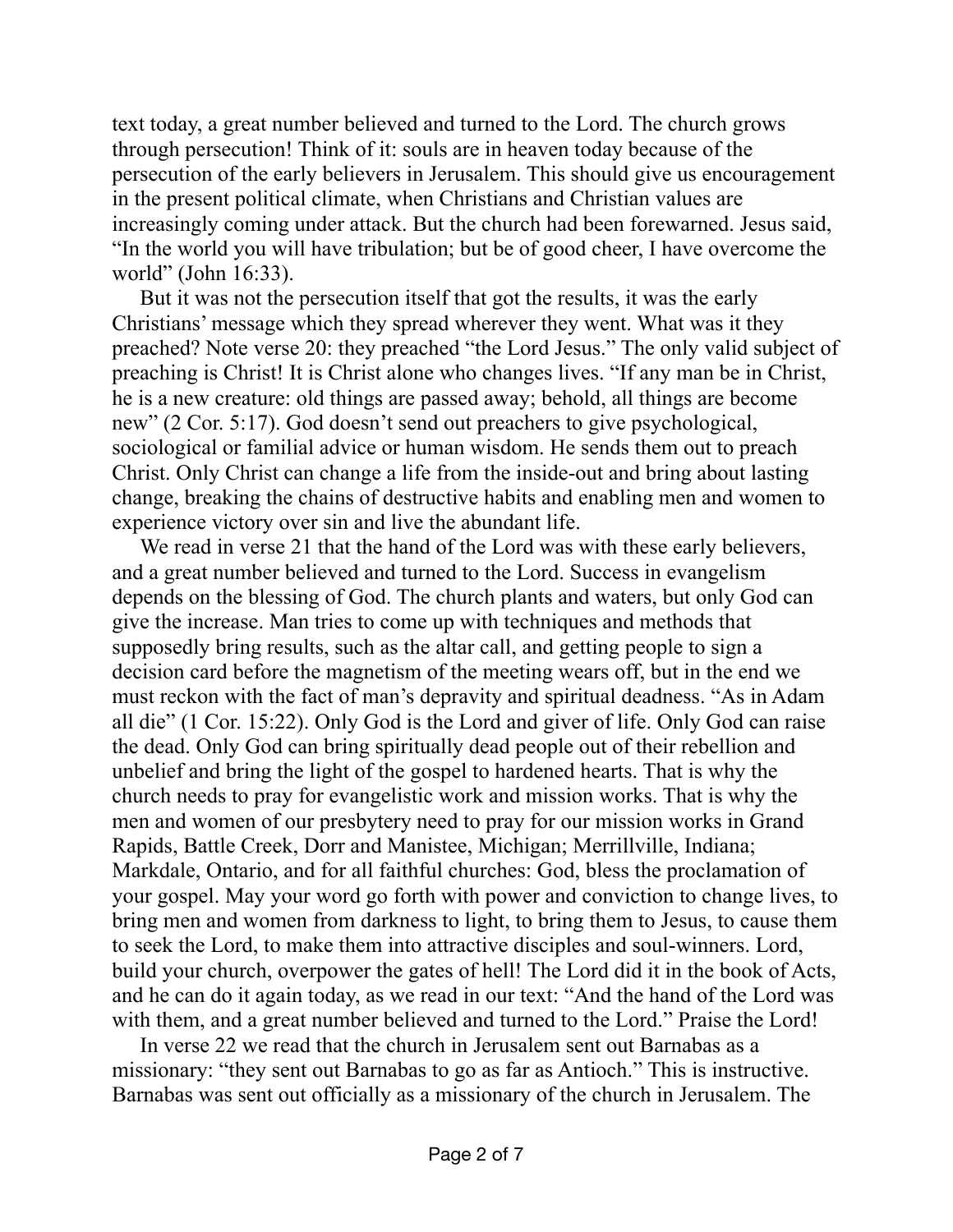text today, a great number believed and turned to the Lord. The church grows through persecution! Think of it: souls are in heaven today because of the persecution of the early believers in Jerusalem. This should give us encouragement in the present political climate, when Christians and Christian values are increasingly coming under attack. But the church had been forewarned. Jesus said, "In the world you will have tribulation; but be of good cheer, I have overcome the world" (John 16:33).

But it was not the persecution itself that got the results, it was the early Christians' message which they spread wherever they went. What was it they preached? Note verse 20: they preached "the Lord Jesus." The only valid subject of preaching is Christ! It is Christ alone who changes lives. "If any man be in Christ, he is a new creature: old things are passed away; behold, all things are become new" (2 Cor. 5:17). God doesn't send out preachers to give psychological, sociological or familial advice or human wisdom. He sends them out to preach Christ. Only Christ can change a life from the inside-out and bring about lasting change, breaking the chains of destructive habits and enabling men and women to experience victory over sin and live the abundant life.

We read in verse 21 that the hand of the Lord was with these early believers, and a great number believed and turned to the Lord. Success in evangelism depends on the blessing of God. The church plants and waters, but only God can give the increase. Man tries to come up with techniques and methods that supposedly bring results, such as the altar call, and getting people to sign a decision card before the magnetism of the meeting wears off, but in the end we must reckon with the fact of man's depravity and spiritual deadness. "As in Adam all die" (1 Cor. 15:22). Only God is the Lord and giver of life. Only God can raise the dead. Only God can bring spiritually dead people out of their rebellion and unbelief and bring the light of the gospel to hardened hearts. That is why the church needs to pray for evangelistic work and mission works. That is why the men and women of our presbytery need to pray for our mission works in Grand Rapids, Battle Creek, Dorr and Manistee, Michigan; Merrillville, Indiana; Markdale, Ontario, and for all faithful churches: God, bless the proclamation of your gospel. May your word go forth with power and conviction to change lives, to bring men and women from darkness to light, to bring them to Jesus, to cause them to seek the Lord, to make them into attractive disciples and soul-winners. Lord, build your church, overpower the gates of hell! The Lord did it in the book of Acts, and he can do it again today, as we read in our text: "And the hand of the Lord was with them, and a great number believed and turned to the Lord." Praise the Lord!

In verse 22 we read that the church in Jerusalem sent out Barnabas as a missionary: "they sent out Barnabas to go as far as Antioch." This is instructive. Barnabas was sent out officially as a missionary of the church in Jerusalem. The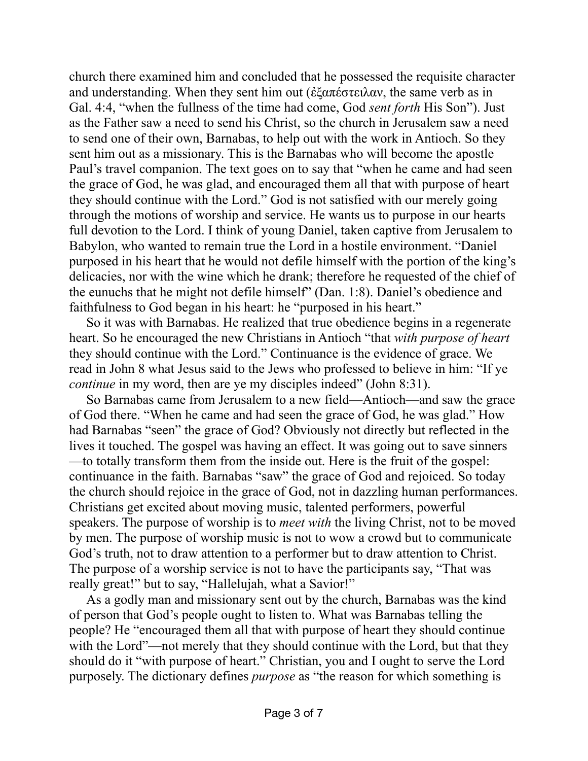church there examined him and concluded that he possessed the requisite character and understanding. When they sent him out (ἐξαπέστειλαν, the same verb as in Gal. 4:4, "when the fullness of the time had come, God *sent forth* His Son"). Just as the Father saw a need to send his Christ, so the church in Jerusalem saw a need to send one of their own, Barnabas, to help out with the work in Antioch. So they sent him out as a missionary. This is the Barnabas who will become the apostle Paul's travel companion. The text goes on to say that "when he came and had seen the grace of God, he was glad, and encouraged them all that with purpose of heart they should continue with the Lord." God is not satisfied with our merely going through the motions of worship and service. He wants us to purpose in our hearts full devotion to the Lord. I think of young Daniel, taken captive from Jerusalem to Babylon, who wanted to remain true the Lord in a hostile environment. "Daniel purposed in his heart that he would not defile himself with the portion of the king's delicacies, nor with the wine which he drank; therefore he requested of the chief of the eunuchs that he might not defile himself" (Dan. 1:8). Daniel's obedience and faithfulness to God began in his heart: he "purposed in his heart."

So it was with Barnabas. He realized that true obedience begins in a regenerate heart. So he encouraged the new Christians in Antioch "that *with purpose of heart* they should continue with the Lord." Continuance is the evidence of grace. We read in John 8 what Jesus said to the Jews who professed to believe in him: "If ye *continue* in my word, then are ye my disciples indeed" (John 8:31).

So Barnabas came from Jerusalem to a new field—Antioch—and saw the grace of God there. "When he came and had seen the grace of God, he was glad." How had Barnabas "seen" the grace of God? Obviously not directly but reflected in the lives it touched. The gospel was having an effect. It was going out to save sinners—to totally transform them from the inside out. Here is the fruit of the gospel: continuance in the faith. Barnabas "saw" the grace of God and rejoiced. So today the church should rejoice in the grace of God, not in dazzling human performances. Christians get excited about moving music, talented performers, powerful speakers. The purpose of worship is to *meet with* the living Christ, not to be moved by men. The purpose of worship music is not to wow a crowd but to communicate God's truth, not to draw attention to a performer but to draw attention to Christ. The purpose of a worship service is not to have the participants say, "That was really great!" but to say, "Hallelujah, what a Savior!"

As a godly man and missionary sent out by the church, Barnabas was the kind of person that God's people ought to listen to. What was Barnabas telling the people? He "encouraged them all that with purpose of heart they should continue with the Lord"—not merely that they should continue with the Lord, but that they should do it "with purpose of heart." Christian, you and I ought to serve the Lord purposely. The dictionary defines *purpose* as "the reason for which something is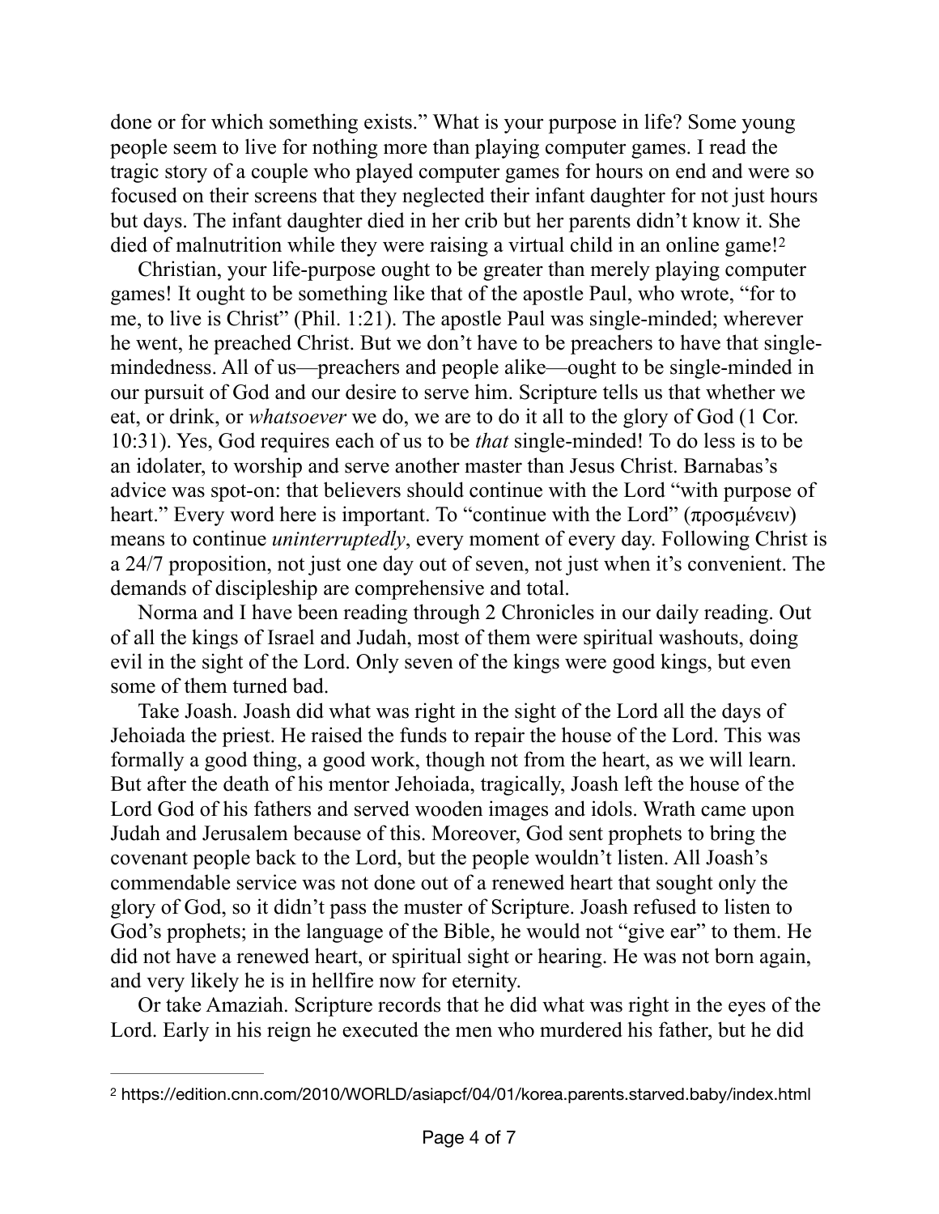done or for which something exists." What is your purpose in life? Some young people seem to live for nothing more than playing computer games. I read the tragic story of a couple who played computer games for hours on end and were so focused on their screens that they neglected their infant daughter for not just hours but days. The infant daughter died in her crib but her parents didn't know it. She died of malnutrition while they were raising a virtual child in an online game![2]

Christian, your life-purpose ought to be greater than merely playing computer games! It ought to be something like that of the apostle Paul, who wrote, "for to me, to live is Christ" (Phil. 1:21). The apostle Paul was single-minded; wherever he went, he preached Christ. But we don't have to be preachers to have that single-mindedness. All of us—preachers and people alike—ought to be single-minded in our pursuit of God and our desire to serve him. Scripture tells us that whether we eat, or drink, or *whatsoever* we do, we are to do it all to the glory of God (1 Cor. 10:31). Yes, God requires each of us to be *that* single-minded! To do less is to be an idolater, to worship and serve another master than Jesus Christ. Barnabas's advice was spot-on: that believers should continue with the Lord "with purpose of heart." Every word here is important. To "continue with the Lord" (προσμένειν) means to continue *uninterruptedly*, every moment of every day. Following Christ is a 24/7 proposition, not just one day out of seven, not just when it's convenient. The demands of discipleship are comprehensive and total.

Norma and I have been reading through 2 Chronicles in our daily reading. Out of all the kings of Israel and Judah, most of them were spiritual washouts, doing evil in the sight of the Lord. Only seven of the kings were good kings, but even some of them turned bad.

Take Joash. Joash did what was right in the sight of the Lord all the days of Jehoiada the priest. He raised the funds to repair the house of the Lord. This was formally a good thing, a good work, though not from the heart, as we will learn. But after the death of his mentor Jehoiada, tragically, Joash left the house of the Lord God of his fathers and served wooden images and idols. Wrath came upon Judah and Jerusalem because of this. Moreover, God sent prophets to bring the covenant people back to the Lord, but the people wouldn't listen. All Joash's commendable service was not done out of a renewed heart that sought only the glory of God, so it didn't pass the muster of Scripture. Joash refused to listen to God's prophets; in the language of the Bible, he would not "give ear" to them. He did not have a renewed heart, or spiritual sight or hearing. He was not born again, and very likely he is in hellfire now for eternity.

Or take Amaziah. Scripture records that he did what was right in the eyes of the Lord. Early in his reign he executed the men who murdered his father, but he did

---

[2] https://edition.cnn.com/2010/WORLD/asiapcf/04/01/korea.parents.starved.baby/index.html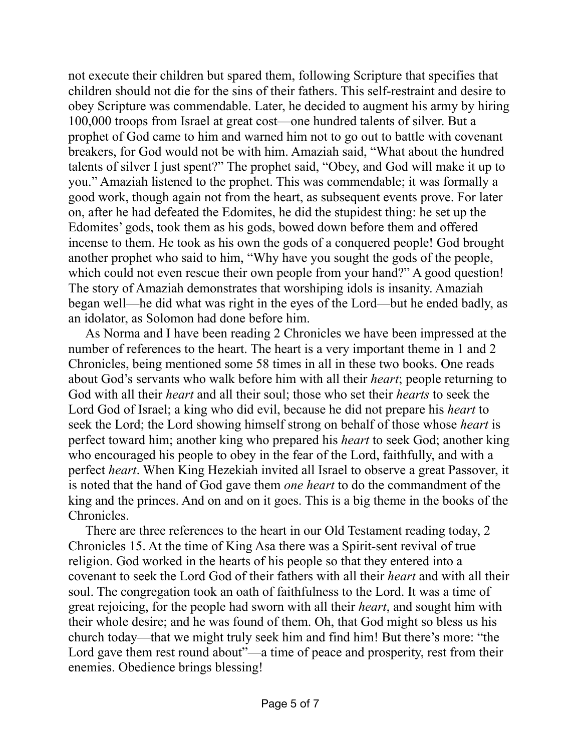not execute their children but spared them, following Scripture that specifies that children should not die for the sins of their fathers. This self-restraint and desire to obey Scripture was commendable. Later, he decided to augment his army by hiring 100,000 troops from Israel at great cost—one hundred talents of silver. But a prophet of God came to him and warned him not to go out to battle with covenant breakers, for God would not be with him. Amaziah said, "What about the hundred talents of silver I just spent?" The prophet said, "Obey, and God will make it up to you." Amaziah listened to the prophet. This was commendable; it was formally a good work, though again not from the heart, as subsequent events prove. For later on, after he had defeated the Edomites, he did the stupidest thing: he set up the Edomites' gods, took them as his gods, bowed down before them and offered incense to them. He took as his own the gods of a conquered people! God brought another prophet who said to him, "Why have you sought the gods of the people, which could not even rescue their own people from your hand?" A good question! The story of Amaziah demonstrates that worshiping idols is insanity. Amaziah began well—he did what was right in the eyes of the Lord—but he ended badly, as an idolator, as Solomon had done before him.

As Norma and I have been reading 2 Chronicles we have been impressed at the number of references to the heart. The heart is a very important theme in 1 and 2 Chronicles, being mentioned some 58 times in all in these two books. One reads about God's servants who walk before him with all their *heart*; people returning to God with all their *heart* and all their soul; those who set their *hearts* to seek the Lord God of Israel; a king who did evil, because he did not prepare his *heart* to seek the Lord; the Lord showing himself strong on behalf of those whose *heart* is perfect toward him; another king who prepared his *heart* to seek God; another king who encouraged his people to obey in the fear of the Lord, faithfully, and with a perfect *heart*. When King Hezekiah invited all Israel to observe a great Passover, it is noted that the hand of God gave them *one heart* to do the commandment of the king and the princes. And on and on it goes. This is a big theme in the books of the Chronicles.

There are three references to the heart in our Old Testament reading today, 2 Chronicles 15. At the time of King Asa there was a Spirit-sent revival of true religion. God worked in the hearts of his people so that they entered into a covenant to seek the Lord God of their fathers with all their *heart* and with all their soul. The congregation took an oath of faithfulness to the Lord. It was a time of great rejoicing, for the people had sworn with all their *heart*, and sought him with their whole desire; and he was found of them. Oh, that God might so bless us his church today—that we might truly seek him and find him! But there's more: "the Lord gave them rest round about"—a time of peace and prosperity, rest from their enemies. Obedience brings blessing!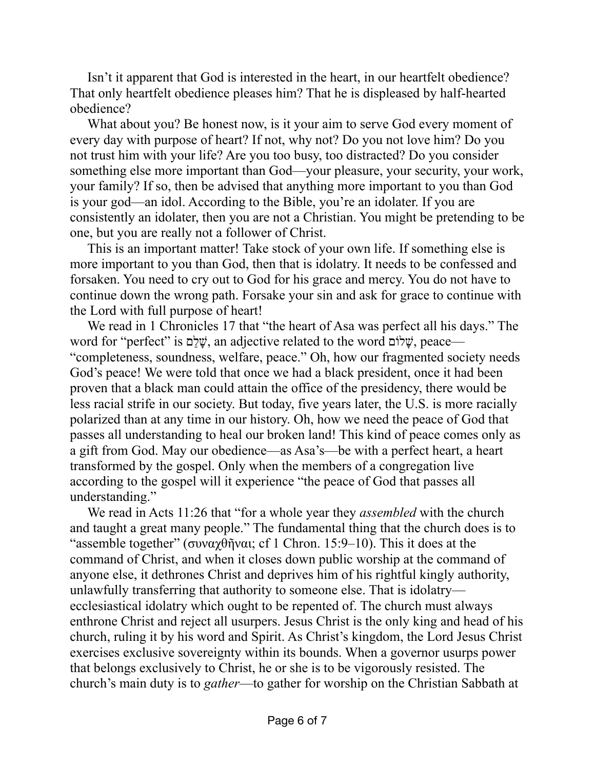Isn't it apparent that God is interested in the heart, in our heartfelt obedience? That only heartfelt obedience pleases him? That he is displeased by half-hearted obedience?

What about you? Be honest now, is it your aim to serve God every moment of every day with purpose of heart? If not, why not? Do you not love him? Do you not trust him with your life? Are you too busy, too distracted? Do you consider something else more important than God—your pleasure, your security, your work, your family? If so, then be advised that anything more important to you than God is your god—an idol. According to the Bible, you're an idolater. If you are consistently an idolater, then you are not a Christian. You might be pretending to be one, but you are really not a follower of Christ.

This is an important matter! Take stock of your own life. If something else is more important to you than God, then that is idolatry. It needs to be confessed and forsaken. You need to cry out to God for his grace and mercy. You do not have to continue down the wrong path. Forsake your sin and ask for grace to continue with the Lord with full purpose of heart!

We read in 1 Chronicles 17 that "the heart of Asa was perfect all his days." The word for "perfect" is שָׁלֵם, an adjective related to the word שָׁלוֹם, peace—"completeness, soundness, welfare, peace." Oh, how our fragmented society needs God's peace! We were told that once we had a black president, once it had been proven that a black man could attain the office of the presidency, there would be less racial strife in our society. But today, five years later, the U.S. is more racially polarized than at any time in our history. Oh, how we need the peace of God that passes all understanding to heal our broken land! This kind of peace comes only as a gift from God. May our obedience—as Asa's—be with a perfect heart, a heart transformed by the gospel. Only when the members of a congregation live according to the gospel will it experience "the peace of God that passes all understanding."

We read in Acts 11:26 that "for a whole year they *assembled* with the church and taught a great many people." The fundamental thing that the church does is to "assemble together" (συναχθῆναι; cf 1 Chron. 15:9–10). This it does at the command of Christ, and when it closes down public worship at the command of anyone else, it dethrones Christ and deprives him of his rightful kingly authority, unlawfully transferring that authority to someone else. That is idolatry—ecclesiastical idolatry which ought to be repented of. The church must always enthrone Christ and reject all usurpers. Jesus Christ is the only king and head of his church, ruling it by his word and Spirit. As Christ's kingdom, the Lord Jesus Christ exercises exclusive sovereignty within its bounds. When a governor usurps power that belongs exclusively to Christ, he or she is to be vigorously resisted. The church's main duty is to *gather*—to gather for worship on the Christian Sabbath at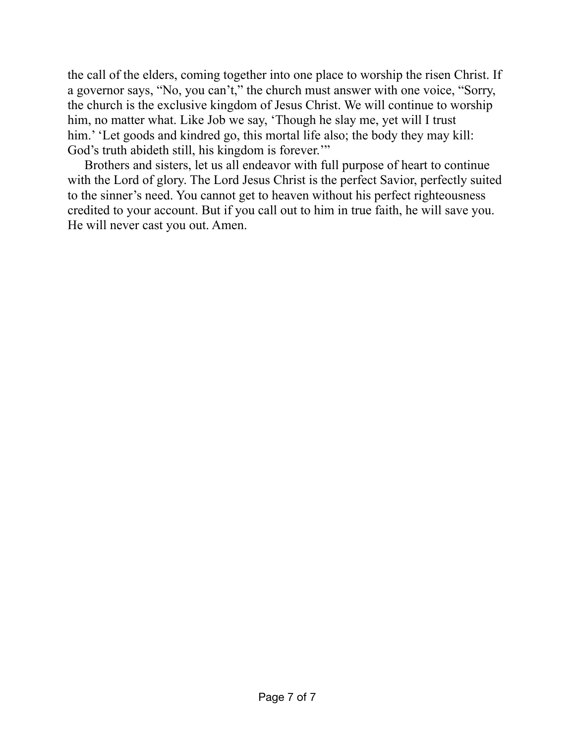the call of the elders, coming together into one place to worship the risen Christ. If a governor says, “No, you can’t,” the church must answer with one voice, “Sorry, the church is the exclusive kingdom of Jesus Christ. We will continue to worship him, no matter what. Like Job we say, ‘Though he slay me, yet will I trust him.’ ‘Let goods and kindred go, this mortal life also; the body they may kill: God’s truth abideth still, his kingdom is forever.’”

Brothers and sisters, let us all endeavor with full purpose of heart to continue with the Lord of glory. The Lord Jesus Christ is the perfect Savior, perfectly suited to the sinner’s need. You cannot get to heaven without his perfect righteousness credited to your account. But if you call out to him in true faith, he will save you. He will never cast you out. Amen.